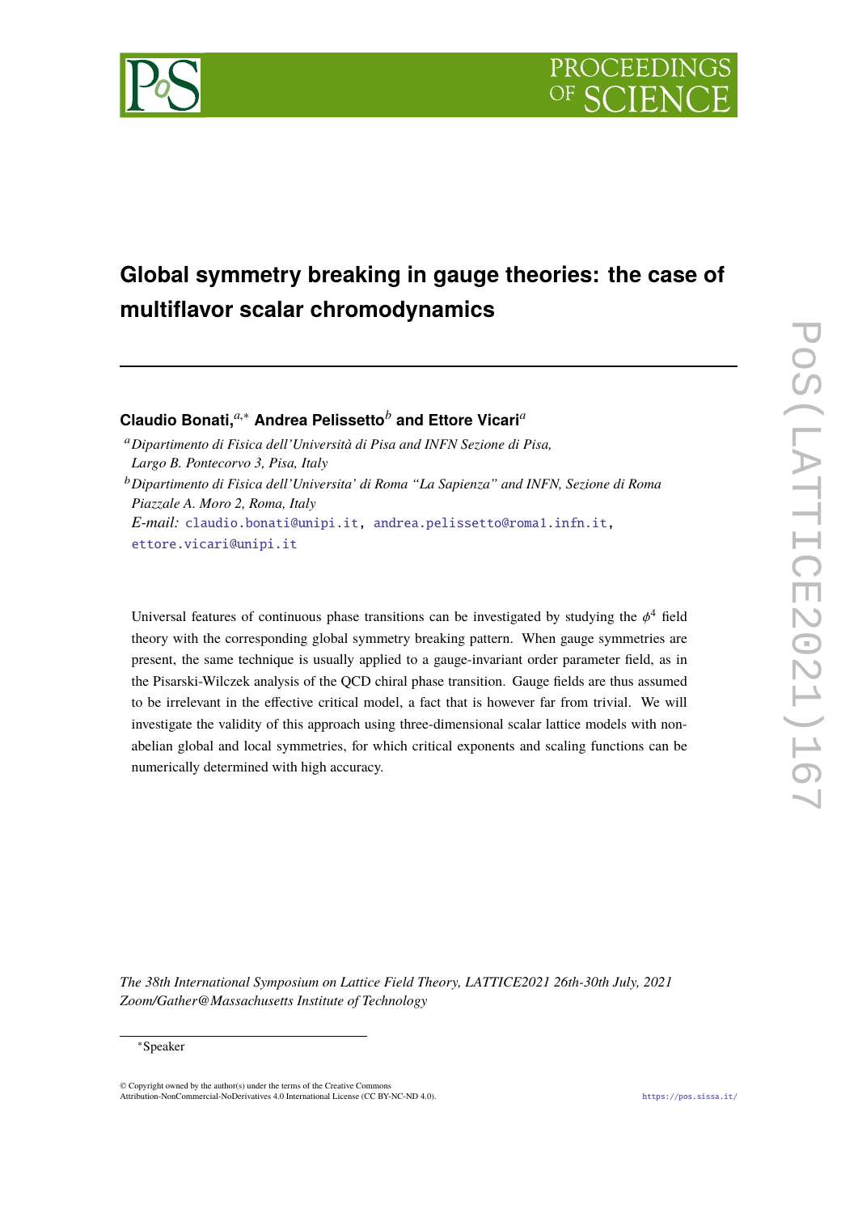# Global symmetry breaking in gauge theories: the case of multiflavor scalar chromodynamics

**Claudio Bonati,**[a,*] **Andrea Pelissetto**[b] **and Ettore Vicari**[a]

[a] *Dipartimento di Fisica dell'Università di Pisa and INFN Sezione di Pisa, Largo B. Pontecorvo 3, Pisa, Italy*

[b] *Dipartimento di Fisica dell'Universita' di Roma "La Sapienza" and INFN, Sezione di Roma Piazzale A. Moro 2, Roma, Italy*

*E-mail:* claudio.bonati@unipi.it, andrea.pelissetto@roma1.infn.it, ettore.vicari@unipi.it

Universal features of continuous phase transitions can be investigated by studying the $\phi^4$ field theory with the corresponding global symmetry breaking pattern. When gauge symmetries are present, the same technique is usually applied to a gauge-invariant order parameter field, as in the Pisarski-Wilczek analysis of the QCD chiral phase transition. Gauge fields are thus assumed to be irrelevant in the effective critical model, a fact that is however far from trivial. We will investigate the validity of this approach using three-dimensional scalar lattice models with non-abelian global and local symmetries, for which critical exponents and scaling functions can be numerically determined with high accuracy.

*The 38th International Symposium on Lattice Field Theory, LATTICE2021 26th-30th July, 2021 Zoom/Gather@Massachusetts Institute of Technology*

*Speaker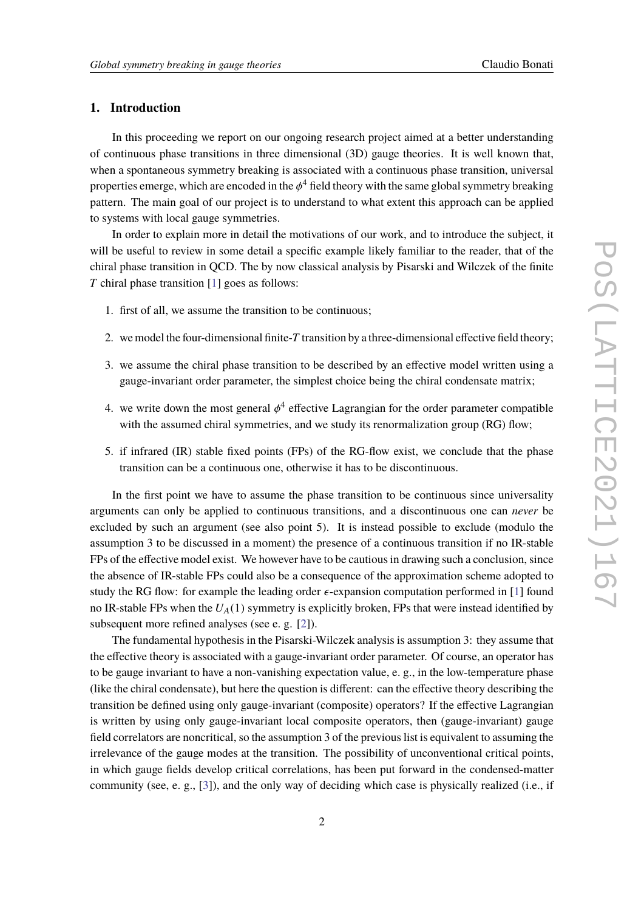## 1. Introduction

In this proceeding we report on our ongoing research project aimed at a better understanding of continuous phase transitions in three dimensional (3D) gauge theories. It is well known that, when a spontaneous symmetry breaking is associated with a continuous phase transition, universal properties emerge, which are encoded in the $\phi^4$ field theory with the same global symmetry breaking pattern. The main goal of our project is to understand to what extent this approach can be applied to systems with local gauge symmetries.

In order to explain more in detail the motivations of our work, and to introduce the subject, it will be useful to review in some detail a specific example likely familiar to the reader, that of the chiral phase transition in QCD. The by now classical analysis by Pisarski and Wilczek of the finite $T$ chiral phase transition [1] goes as follows:

1. first of all, we assume the transition to be continuous;
2. we model the four-dimensional finite-$T$ transition by a three-dimensional effective field theory;
3. we assume the chiral phase transition to be described by an effective model written using a gauge-invariant order parameter, the simplest choice being the chiral condensate matrix;
4. we write down the most general $\phi^4$ effective Lagrangian for the order parameter compatible with the assumed chiral symmetries, and we study its renormalization group (RG) flow;
5. if infrared (IR) stable fixed points (FPs) of the RG-flow exist, we conclude that the phase transition can be a continuous one, otherwise it has to be discontinuous.

In the first point we have to assume the phase transition to be continuous since universality arguments can only be applied to continuous transitions, and a discontinuous one can *never* be excluded by such an argument (see also point 5). It is instead possible to exclude (modulo the assumption 3 to be discussed in a moment) the presence of a continuous transition if no IR-stable FPs of the effective model exist. We however have to be cautious in drawing such a conclusion, since the absence of IR-stable FPs could also be a consequence of the approximation scheme adopted to study the RG flow: for example the leading order $\epsilon$-expansion computation performed in [1] found no IR-stable FPs when the $U_A(1)$ symmetry is explicitly broken, FPs that were instead identified by subsequent more refined analyses (see e. g. [2]).

The fundamental hypothesis in the Pisarski-Wilczek analysis is assumption 3: they assume that the effective theory is associated with a gauge-invariant order parameter. Of course, an operator has to be gauge invariant to have a non-vanishing expectation value, e. g., in the low-temperature phase (like the chiral condensate), but here the question is different: can the effective theory describing the transition be defined using only gauge-invariant (composite) operators? If the effective Lagrangian is written by using only gauge-invariant local composite operators, then (gauge-invariant) gauge field correlators are noncritical, so the assumption 3 of the previous list is equivalent to assuming the irrelevance of the gauge modes at the transition. The possibility of unconventional critical points, in which gauge fields develop critical correlations, has been put forward in the condensed-matter community (see, e. g., [3]), and the only way of deciding which case is physically realized (i.e., if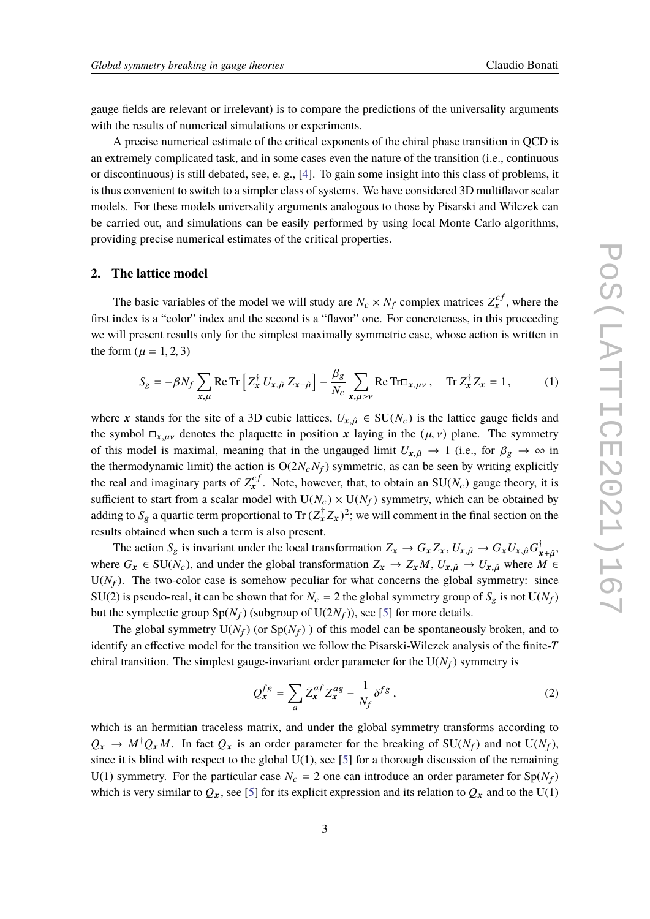gauge fields are relevant or irrelevant) is to compare the predictions of the universality arguments with the results of numerical simulations or experiments.

A precise numerical estimate of the critical exponents of the chiral phase transition in QCD is an extremely complicated task, and in some cases even the nature of the transition (i.e., continuous or discontinuous) is still debated, see, e. g., [4]. To gain some insight into this class of problems, it is thus convenient to switch to a simpler class of systems. We have considered 3D multiflavor scalar models. For these models universality arguments analogous to those by Pisarski and Wilczek can be carried out, and simulations can be easily performed by using local Monte Carlo algorithms, providing precise numerical estimates of the critical properties.

## 2. The lattice model

The basic variables of the model we will study are $N_c \times N_f$ complex matrices $Z_{\boldsymbol{x}}^{cf}$, where the first index is a "color" index and the second is a "flavor" one. For concreteness, in this proceeding we will present results only for the simplest maximally symmetric case, whose action is written in the form ($\mu = 1, 2, 3$)

$$S_g = -\beta N_f \sum_{\boldsymbol{x},\mu} \mathrm{Re}\,\mathrm{Tr}\left[Z_{\boldsymbol{x}}^\dagger\, U_{\boldsymbol{x},\hat{\mu}}\, Z_{\boldsymbol{x}+\hat{\mu}}\right] - \frac{\beta_g}{N_c}\sum_{\boldsymbol{x},\mu>\nu} \mathrm{Re}\,\mathrm{Tr}\square_{\boldsymbol{x},\mu\nu}\,, \quad \mathrm{Tr}\, Z_{\boldsymbol{x}}^\dagger Z_{\boldsymbol{x}} = 1\,, \tag{1}$$

where $\boldsymbol{x}$ stands for the site of a 3D cubic lattices, $U_{\boldsymbol{x},\hat{\mu}} \in \mathrm{SU}(N_c)$ is the lattice gauge fields and the symbol $\square_{\boldsymbol{x},\mu\nu}$ denotes the plaquette in position $\boldsymbol{x}$ laying in the $(\mu,\nu)$ plane. The symmetry of this model is maximal, meaning that in the ungauged limit $U_{\boldsymbol{x},\hat{\mu}} \to 1$ (i.e., for $\beta_g \to \infty$ in the thermodynamic limit) the action is $\mathrm{O}(2N_cN_f)$ symmetric, as can be seen by writing explicitly the real and imaginary parts of $Z_{\boldsymbol{x}}^{cf}$. Note, however, that, to obtain an $\mathrm{SU}(N_c)$ gauge theory, it is sufficient to start from a scalar model with $\mathrm{U}(N_c)\times\mathrm{U}(N_f)$ symmetry, which can be obtained by adding to $S_g$ a quartic term proportional to $\mathrm{Tr}\,(Z_{\boldsymbol{x}}^\dagger Z_{\boldsymbol{x}})^2$; we will comment in the final section on the results obtained when such a term is also present.

The action $S_g$ is invariant under the local transformation $Z_{\boldsymbol{x}} \to G_{\boldsymbol{x}} Z_{\boldsymbol{x}}$, $U_{\boldsymbol{x},\hat{\mu}} \to G_{\boldsymbol{x}} U_{\boldsymbol{x},\hat{\mu}} G^\dagger_{\boldsymbol{x}+\hat{\mu}}$, where $G_{\boldsymbol{x}} \in \mathrm{SU}(N_c)$, and under the global transformation $Z_{\boldsymbol{x}} \to Z_{\boldsymbol{x}} M$, $U_{\boldsymbol{x},\hat{\mu}} \to U_{\boldsymbol{x},\hat{\mu}}$ where $M \in \mathrm{U}(N_f)$. The two-color case is somehow peculiar for what concerns the global symmetry: since SU(2) is pseudo-real, it can be shown that for $N_c = 2$ the global symmetry group of $S_g$ is not $\mathrm{U}(N_f)$ but the symplectic group $\mathrm{Sp}(N_f)$ (subgroup of $\mathrm{U}(2N_f)$), see [5] for more details.

The global symmetry $\mathrm{U}(N_f)$ (or $\mathrm{Sp}(N_f)$ ) of this model can be spontaneously broken, and to identify an effective model for the transition we follow the Pisarski-Wilczek analysis of the finite-$T$ chiral transition. The simplest gauge-invariant order parameter for the $\mathrm{U}(N_f)$ symmetry is

$$Q_{\boldsymbol{x}}^{fg} = \sum_a \bar{Z}_{\boldsymbol{x}}^{af} Z_{\boldsymbol{x}}^{ag} - \frac{1}{N_f}\delta^{fg}\,, \tag{2}$$

which is an hermitian traceless matrix, and under the global symmetry transforms according to $Q_{\boldsymbol{x}} \to M^\dagger Q_{\boldsymbol{x}} M$. In fact $Q_{\boldsymbol{x}}$ is an order parameter for the breaking of $\mathrm{SU}(N_f)$ and not $\mathrm{U}(N_f)$, since it is blind with respect to the global U(1), see [5] for a thorough discussion of the remaining U(1) symmetry. For the particular case $N_c = 2$ one can introduce an order parameter for $\mathrm{Sp}(N_f)$ which is very similar to $Q_{\boldsymbol{x}}$, see [5] for its explicit expression and its relation to $Q_{\boldsymbol{x}}$ and to the U(1)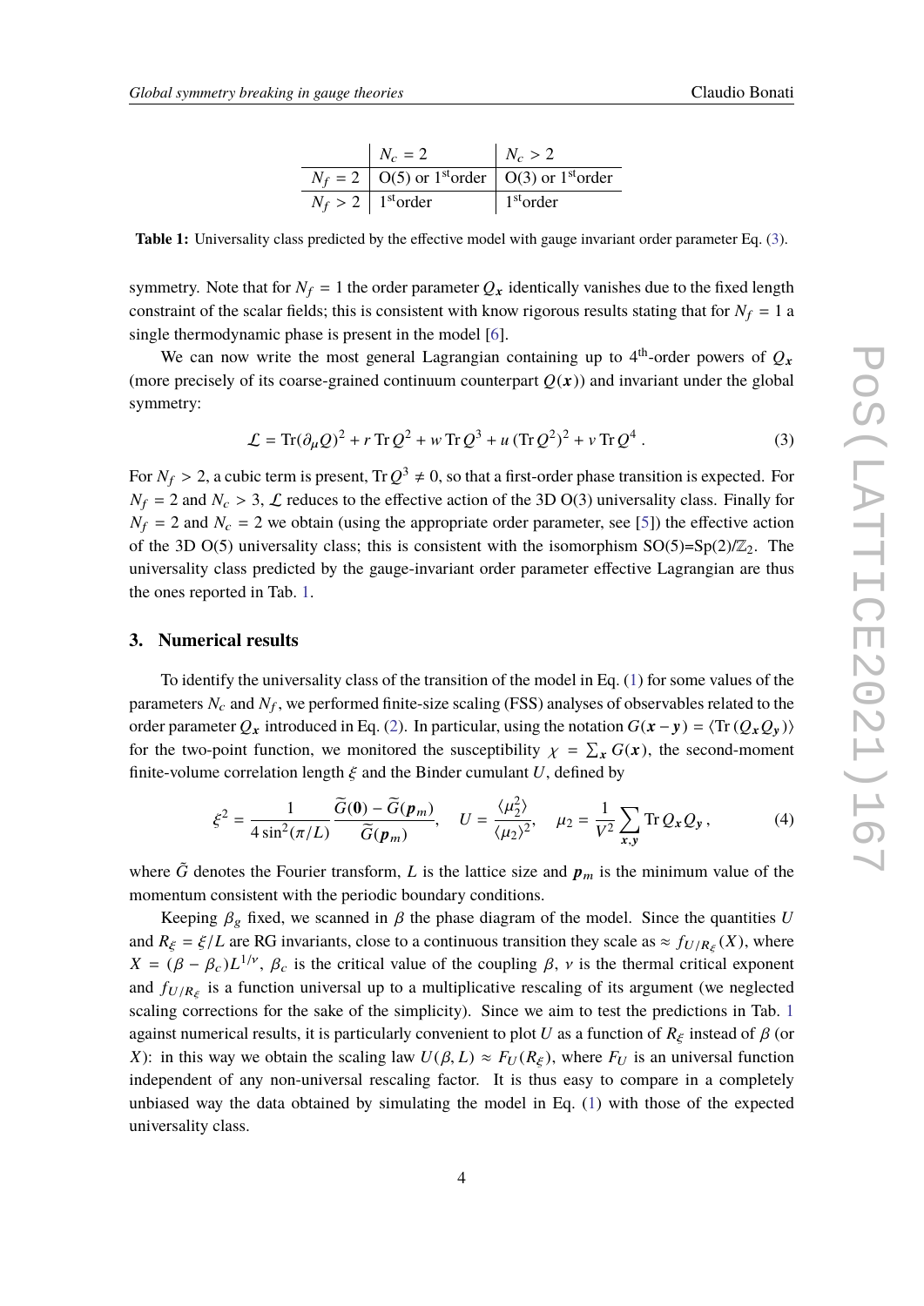|  | $N_c = 2$ | $N_c > 2$ |
|---|---|---|
| $N_f = 2$ | O(5) or 1[st]order | O(3) or 1[st]order |
| $N_f > 2$ | 1[st]order | 1[st]order |

**Table 1:** Universality class predicted by the effective model with gauge invariant order parameter Eq. (3).

symmetry. Note that for $N_f = 1$ the order parameter $Q_{\boldsymbol{x}}$ identically vanishes due to the fixed length constraint of the scalar fields; this is consistent with know rigorous results stating that for $N_f = 1$ a single thermodynamic phase is present in the model [6].

We can now write the most general Lagrangian containing up to 4[th]-order powers of $Q_{\boldsymbol{x}}$ (more precisely of its coarse-grained continuum counterpart $Q(\boldsymbol{x})$) and invariant under the global symmetry:

$$\mathcal{L} = \mathrm{Tr}(\partial_\mu Q)^2 + r\,\mathrm{Tr}\,Q^2 + w\,\mathrm{Tr}\,Q^3 + u\,(\mathrm{Tr}\,Q^2)^2 + v\,\mathrm{Tr}\,Q^4\,. \tag{3}$$

For $N_f > 2$, a cubic term is present, $\mathrm{Tr}\,Q^3 \neq 0$, so that a first-order phase transition is expected. For $N_f = 2$ and $N_c > 3$, $\mathcal{L}$ reduces to the effective action of the 3D O(3) universality class. Finally for $N_f = 2$ and $N_c = 2$ we obtain (using the appropriate order parameter, see [5]) the effective action of the 3D O(5) universality class; this is consistent with the isomorphism SO(5)=Sp(2)/$\mathbb{Z}_2$. The universality class predicted by the gauge-invariant order parameter effective Lagrangian are thus the ones reported in Tab. 1.

## 3. Numerical results

To identify the universality class of the transition of the model in Eq. (1) for some values of the parameters $N_c$ and $N_f$, we performed finite-size scaling (FSS) analyses of observables related to the order parameter $Q_{\boldsymbol{x}}$ introduced in Eq. (2). In particular, using the notation $G(\boldsymbol{x}-\boldsymbol{y}) = \langle \mathrm{Tr}\,(Q_{\boldsymbol{x}} Q_{\boldsymbol{y}})\rangle$ for the two-point function, we monitored the susceptibility $\chi = \sum_{\boldsymbol{x}} G(\boldsymbol{x})$, the second-moment finite-volume correlation length $\xi$ and the Binder cumulant $U$, defined by

$$\xi^2 = \frac{1}{4\sin^2(\pi/L)}\frac{\widetilde{G}(\boldsymbol{0}) - \widetilde{G}(\boldsymbol{p}_m)}{\widetilde{G}(\boldsymbol{p}_m)}, \quad U = \frac{\langle \mu_2^2\rangle}{\langle \mu_2\rangle^2}, \quad \mu_2 = \frac{1}{V^2}\sum_{\boldsymbol{x},\boldsymbol{y}} \mathrm{Tr}\,Q_{\boldsymbol{x}} Q_{\boldsymbol{y}}\,, \tag{4}$$

where $\tilde{G}$ denotes the Fourier transform, $L$ is the lattice size and $\boldsymbol{p}_m$ is the minimum value of the momentum consistent with the periodic boundary conditions.

Keeping $\beta_g$ fixed, we scanned in $\beta$ the phase diagram of the model. Since the quantities $U$ and $R_\xi = \xi/L$ are RG invariants, close to a continuous transition they scale as $\approx f_{U/R_\xi}(X)$, where $X = (\beta - \beta_c)L^{1/\nu}$, $\beta_c$ is the critical value of the coupling $\beta$, $\nu$ is the thermal critical exponent and $f_{U/R_\xi}$ is a function universal up to a multiplicative rescaling of its argument (we neglected scaling corrections for the sake of the simplicity). Since we aim to test the predictions in Tab. 1 against numerical results, it is particularly convenient to plot $U$ as a function of $R_\xi$ instead of $\beta$ (or $X$): in this way we obtain the scaling law $U(\beta, L) \approx F_U(R_\xi)$, where $F_U$ is an universal function independent of any non-universal rescaling factor. It is thus easy to compare in a completely unbiased way the data obtained by simulating the model in Eq. (1) with those of the expected universality class.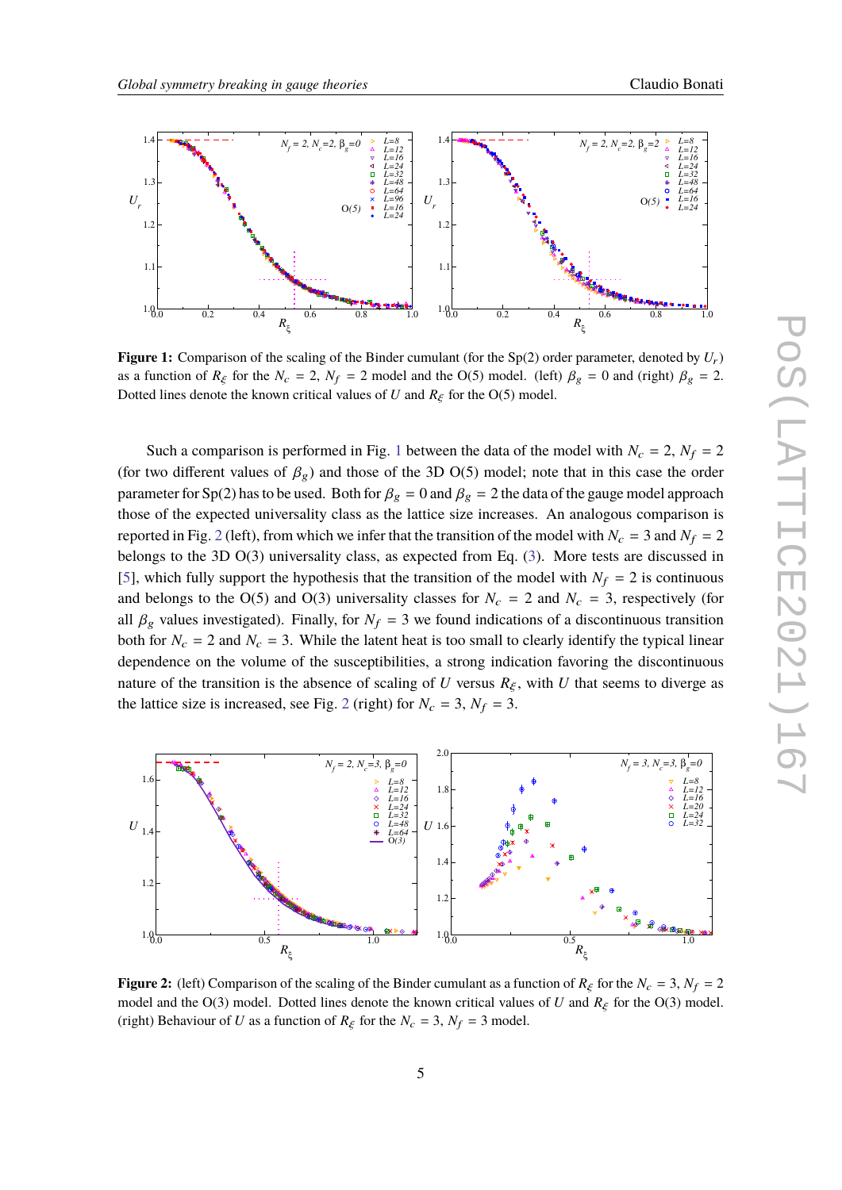**Figure 1:** Comparison of the scaling of the Binder cumulant (for the Sp(2) order parameter, denoted by $U_r$) as a function of $R_\xi$ for the $N_c = 2$, $N_f = 2$ model and the O(5) model. (left) $\beta_g = 0$ and (right) $\beta_g = 2$. Dotted lines denote the known critical values of $U$ and $R_\xi$ for the O(5) model.

Such a comparison is performed in Fig. 1 between the data of the model with $N_c = 2$, $N_f = 2$ (for two different values of $\beta_g$) and those of the 3D O(5) model; note that in this case the order parameter for Sp(2) has to be used. Both for $\beta_g = 0$ and $\beta_g = 2$ the data of the gauge model approach those of the expected universality class as the lattice size increases. An analogous comparison is reported in Fig. 2 (left), from which we infer that the transition of the model with $N_c = 3$ and $N_f = 2$ belongs to the 3D O(3) universality class, as expected from Eq. (3). More tests are discussed in [5], which fully support the hypothesis that the transition of the model with $N_f = 2$ is continuous and belongs to the O(5) and O(3) universality classes for $N_c = 2$ and $N_c = 3$, respectively (for all $\beta_g$ values investigated). Finally, for $N_f = 3$ we found indications of a discontinuous transition both for $N_c = 2$ and $N_c = 3$. While the latent heat is too small to clearly identify the typical linear dependence on the volume of the susceptibilities, a strong indication favoring the discontinuous nature of the transition is the absence of scaling of $U$ versus $R_\xi$, with $U$ that seems to diverge as the lattice size is increased, see Fig. 2 (right) for $N_c = 3$, $N_f = 3$.

**Figure 2:** (left) Comparison of the scaling of the Binder cumulant as a function of $R_\xi$ for the $N_c = 3$, $N_f = 2$ model and the O(3) model. Dotted lines denote the known critical values of $U$ and $R_\xi$ for the O(3) model. (right) Behaviour of $U$ as a function of $R_\xi$ for the $N_c = 3$, $N_f = 3$ model.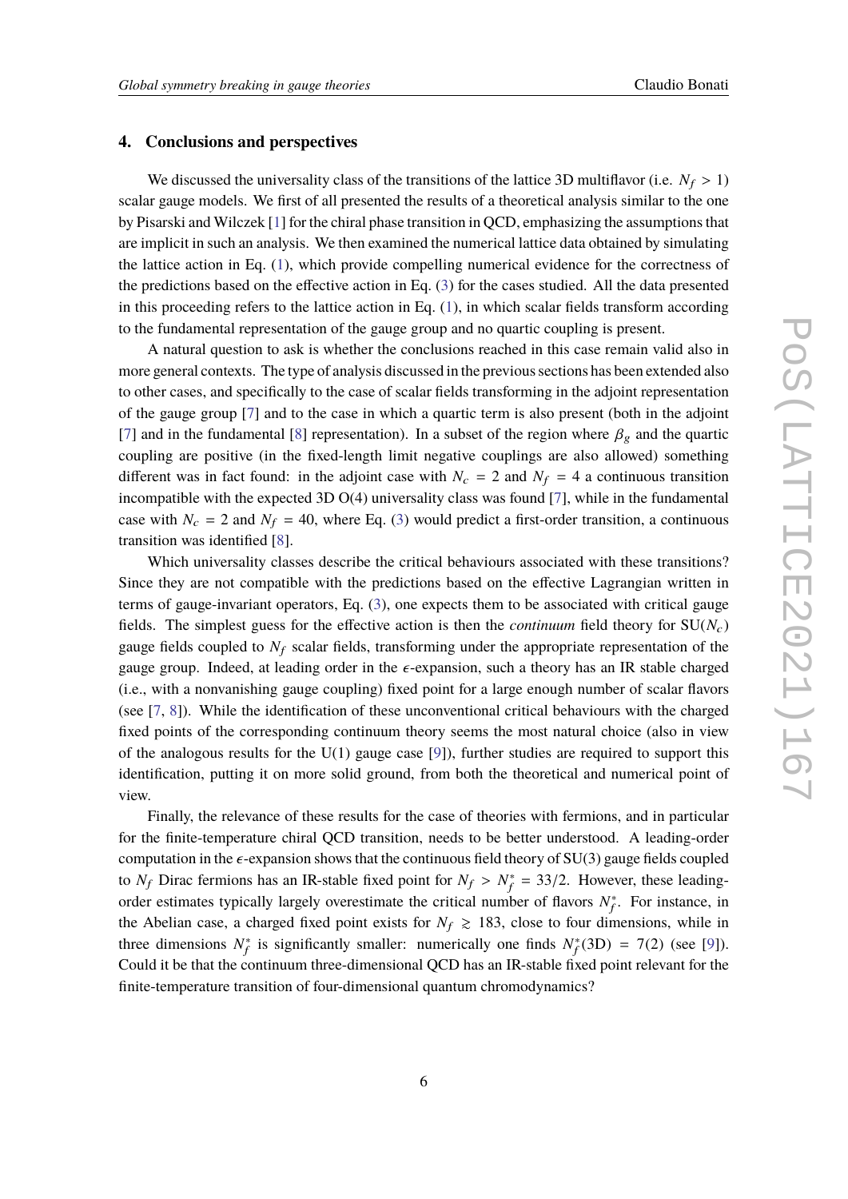## 4. Conclusions and perspectives

We discussed the universality class of the transitions of the lattice 3D multiflavor (i.e. $N_f > 1$) scalar gauge models. We first of all presented the results of a theoretical analysis similar to the one by Pisarski and Wilczek [1] for the chiral phase transition in QCD, emphasizing the assumptions that are implicit in such an analysis. We then examined the numerical lattice data obtained by simulating the lattice action in Eq. (1), which provide compelling numerical evidence for the correctness of the predictions based on the effective action in Eq. (3) for the cases studied. All the data presented in this proceeding refers to the lattice action in Eq. (1), in which scalar fields transform according to the fundamental representation of the gauge group and no quartic coupling is present.

A natural question to ask is whether the conclusions reached in this case remain valid also in more general contexts. The type of analysis discussed in the previous sections has been extended also to other cases, and specifically to the case of scalar fields transforming in the adjoint representation of the gauge group [7] and to the case in which a quartic term is also present (both in the adjoint [7] and in the fundamental [8] representation). In a subset of the region where $\beta_g$ and the quartic coupling are positive (in the fixed-length limit negative couplings are also allowed) something different was in fact found: in the adjoint case with $N_c = 2$ and $N_f = 4$ a continuous transition incompatible with the expected 3D O(4) universality class was found [7], while in the fundamental case with $N_c = 2$ and $N_f = 40$, where Eq. (3) would predict a first-order transition, a continuous transition was identified [8].

Which universality classes describe the critical behaviours associated with these transitions? Since they are not compatible with the predictions based on the effective Lagrangian written in terms of gauge-invariant operators, Eq. (3), one expects them to be associated with critical gauge fields. The simplest guess for the effective action is then the *continuum* field theory for SU($N_c$) gauge fields coupled to $N_f$ scalar fields, transforming under the appropriate representation of the gauge group. Indeed, at leading order in the $\epsilon$-expansion, such a theory has an IR stable charged (i.e., with a nonvanishing gauge coupling) fixed point for a large enough number of scalar flavors (see [7, 8]). While the identification of these unconventional critical behaviours with the charged fixed points of the corresponding continuum theory seems the most natural choice (also in view of the analogous results for the U(1) gauge case [9]), further studies are required to support this identification, putting it on more solid ground, from both the theoretical and numerical point of view.

Finally, the relevance of these results for the case of theories with fermions, and in particular for the finite-temperature chiral QCD transition, needs to be better understood. A leading-order computation in the $\epsilon$-expansion shows that the continuous field theory of SU(3) gauge fields coupled to $N_f$ Dirac fermions has an IR-stable fixed point for $N_f > N_f^* = 33/2$. However, these leading-order estimates typically largely overestimate the critical number of flavors $N_f^*$. For instance, in the Abelian case, a charged fixed point exists for $N_f \gtrsim 183$, close to four dimensions, while in three dimensions $N_f^*$ is significantly smaller: numerically one finds $N_f^*(3\text{D}) = 7(2)$ (see [9]). Could it be that the continuum three-dimensional QCD has an IR-stable fixed point relevant for the finite-temperature transition of four-dimensional quantum chromodynamics?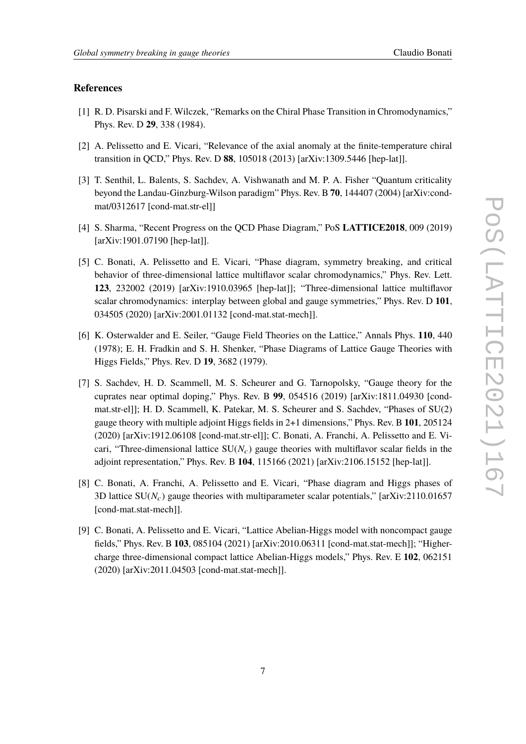## References

[1] R. D. Pisarski and F. Wilczek, "Remarks on the Chiral Phase Transition in Chromodynamics," Phys. Rev. D **29**, 338 (1984).

[2] A. Pelissetto and E. Vicari, "Relevance of the axial anomaly at the finite-temperature chiral transition in QCD," Phys. Rev. D **88**, 105018 (2013) [arXiv:1309.5446 [hep-lat]].

[3] T. Senthil, L. Balents, S. Sachdev, A. Vishwanath and M. P. A. Fisher "Quantum criticality beyond the Landau-Ginzburg-Wilson paradigm" Phys. Rev. B **70**, 144407 (2004) [arXiv:cond-mat/0312617 [cond-mat.str-el]]

[4] S. Sharma, "Recent Progress on the QCD Phase Diagram," PoS **LATTICE2018**, 009 (2019) [arXiv:1901.07190 [hep-lat]].

[5] C. Bonati, A. Pelissetto and E. Vicari, "Phase diagram, symmetry breaking, and critical behavior of three-dimensional lattice multiflavor scalar chromodynamics," Phys. Rev. Lett. **123**, 232002 (2019) [arXiv:1910.03965 [hep-lat]]; "Three-dimensional lattice multiflavor scalar chromodynamics: interplay between global and gauge symmetries," Phys. Rev. D **101**, 034505 (2020) [arXiv:2001.01132 [cond-mat.stat-mech]].

[6] K. Osterwalder and E. Seiler, "Gauge Field Theories on the Lattice," Annals Phys. **110**, 440 (1978); E. H. Fradkin and S. H. Shenker, "Phase Diagrams of Lattice Gauge Theories with Higgs Fields," Phys. Rev. D **19**, 3682 (1979).

[7] S. Sachdev, H. D. Scammell, M. S. Scheurer and G. Tarnopolsky, "Gauge theory for the cuprates near optimal doping," Phys. Rev. B **99**, 054516 (2019) [arXiv:1811.04930 [cond-mat.str-el]]; H. D. Scammell, K. Patekar, M. S. Scheurer and S. Sachdev, "Phases of SU(2) gauge theory with multiple adjoint Higgs fields in 2+1 dimensions," Phys. Rev. B **101**, 205124 (2020) [arXiv:1912.06108 [cond-mat.str-el]]; C. Bonati, A. Franchi, A. Pelissetto and E. Vicari, "Three-dimensional lattice SU($N_c$) gauge theories with multiflavor scalar fields in the adjoint representation," Phys. Rev. B **104**, 115166 (2021) [arXiv:2106.15152 [hep-lat]].

[8] C. Bonati, A. Franchi, A. Pelissetto and E. Vicari, "Phase diagram and Higgs phases of 3D lattice SU($N_c$) gauge theories with multiparameter scalar potentials," [arXiv:2110.01657 [cond-mat.stat-mech]].

[9] C. Bonati, A. Pelissetto and E. Vicari, "Lattice Abelian-Higgs model with noncompact gauge fields," Phys. Rev. B **103**, 085104 (2021) [arXiv:2010.06311 [cond-mat.stat-mech]]; "Higher-charge three-dimensional compact lattice Abelian-Higgs models," Phys. Rev. E **102**, 062151 (2020) [arXiv:2011.04503 [cond-mat.stat-mech]].